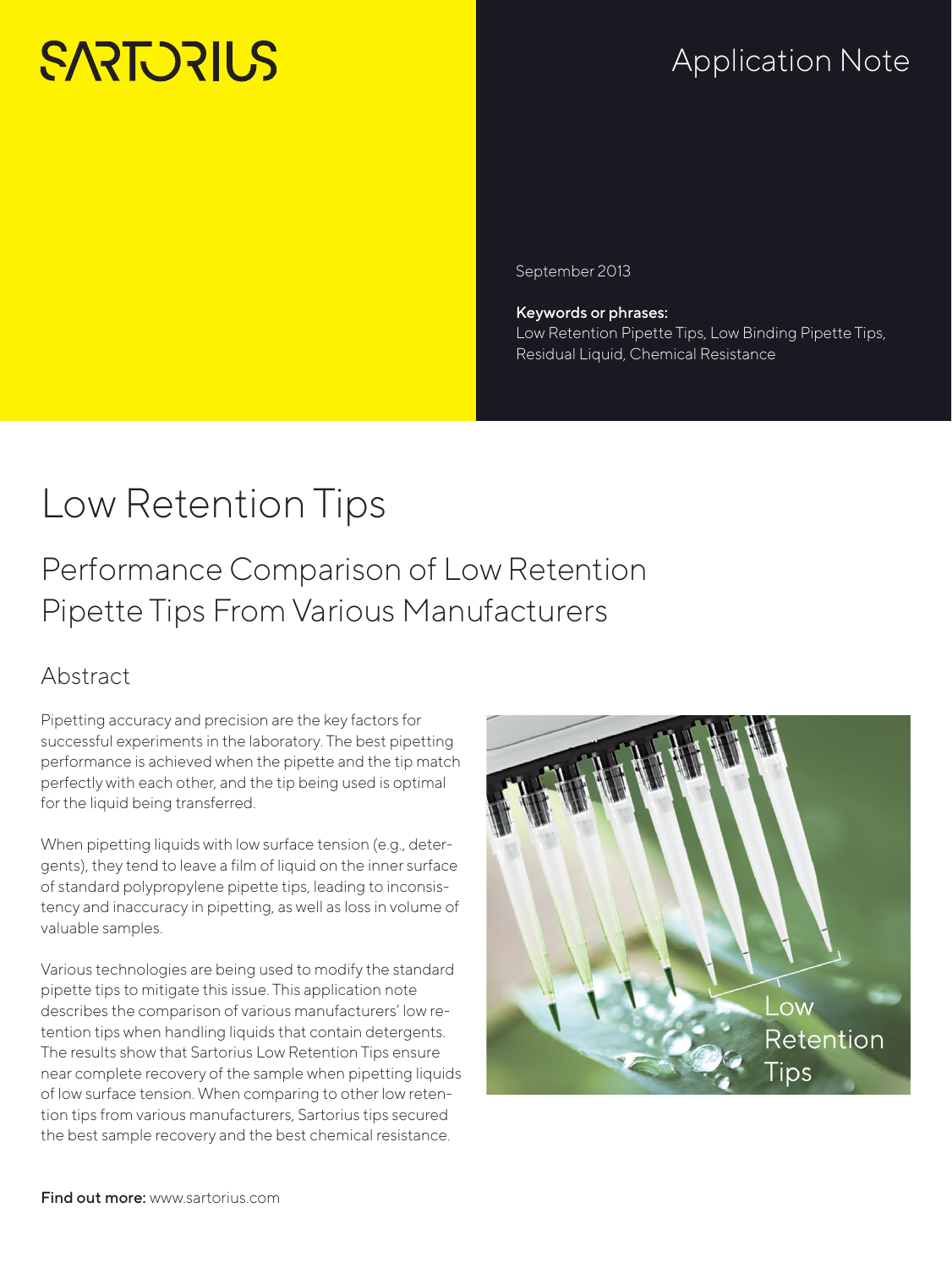SARTORIUS

Application Note

September 2013

**Keywords or phrases:**
Low Retention Pipette Tips, Low Binding Pipette Tips, Residual Liquid, Chemical Resistance

# Low Retention Tips

## Performance Comparison of Low Retention Pipette Tips From Various Manufacturers

### Abstract

Pipetting accuracy and precision are the key factors for successful experiments in the laboratory. The best pipetting performance is achieved when the pipette and the tip match perfectly with each other, and the tip being used is optimal for the liquid being transferred.

When pipetting liquids with low surface tension (e.g., detergents), they tend to leave a film of liquid on the inner surface of standard polypropylene pipette tips, leading to inconsistency and inaccuracy in pipetting, as well as loss in volume of valuable samples.

Various technologies are being used to modify the standard pipette tips to mitigate this issue. This application note describes the comparison of various manufacturers' low retention tips when handling liquids that contain detergents. The results show that Sartorius Low Retention Tips ensure near complete recovery of the sample when pipetting liquids of low surface tension. When comparing to other low retention tips from various manufacturers, Sartorius tips secured the best sample recovery and the best chemical resistance.

Low Retention Tips

**Find out more:** www.sartorius.com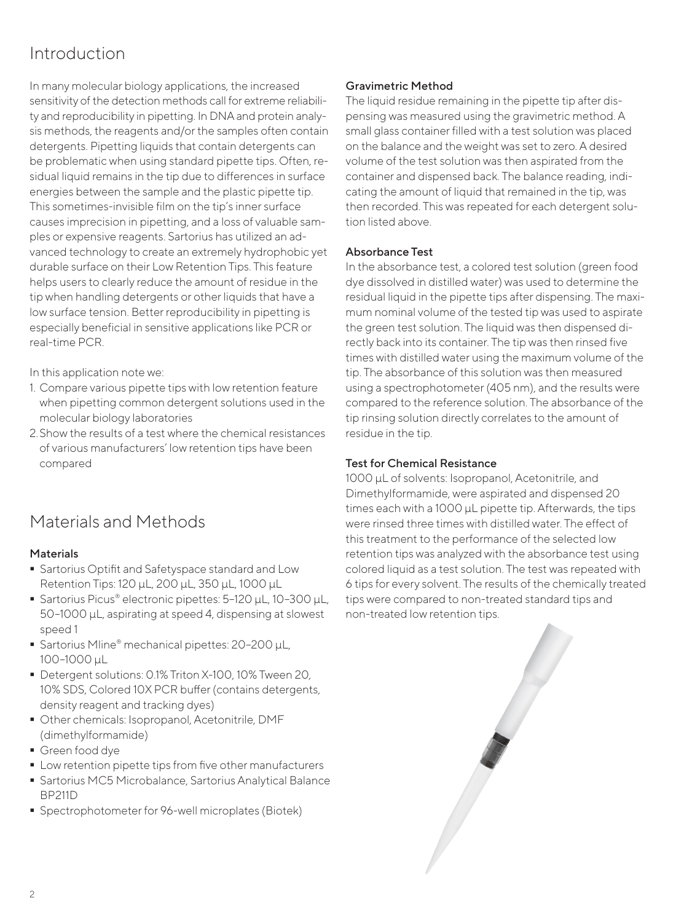## Introduction

In many molecular biology applications, the increased sensitivity of the detection methods call for extreme reliability and reproducibility in pipetting. In DNA and protein analysis methods, the reagents and/or the samples often contain detergents. Pipetting liquids that contain detergents can be problematic when using standard pipette tips. Often, residual liquid remains in the tip due to differences in surface energies between the sample and the plastic pipette tip. This sometimes-invisible film on the tip's inner surface causes imprecision in pipetting, and a loss of valuable samples or expensive reagents. Sartorius has utilized an advanced technology to create an extremely hydrophobic yet durable surface on their Low Retention Tips. This feature helps users to clearly reduce the amount of residue in the tip when handling detergents or other liquids that have a low surface tension. Better reproducibility in pipetting is especially beneficial in sensitive applications like PCR or real-time PCR.

In this application note we:

1. Compare various pipette tips with low retention feature when pipetting common detergent solutions used in the molecular biology laboratories
2. Show the results of a test where the chemical resistances of various manufacturers' low retention tips have been compared

## Materials and Methods

### Materials

- Sartorius Optifit and Safetyspace standard and Low Retention Tips: 120 µL, 200 µL, 350 µL, 1000 µL
- Sartorius Picus® electronic pipettes: 5–120 µL, 10–300 µL, 50–1000 µL, aspirating at speed 4, dispensing at slowest speed 1
- Sartorius Mline® mechanical pipettes: 20–200 µL, 100–1000 µL
- Detergent solutions: 0.1% Triton X-100, 10% Tween 20, 10% SDS, Colored 10X PCR buffer (contains detergents, density reagent and tracking dyes)
- Other chemicals: Isopropanol, Acetonitrile, DMF (dimethylformamide)
- Green food dye
- Low retention pipette tips from five other manufacturers
- Sartorius MC5 Microbalance, Sartorius Analytical Balance BP211D
- Spectrophotometer for 96-well microplates (Biotek)

### Gravimetric Method

The liquid residue remaining in the pipette tip after dispensing was measured using the gravimetric method. A small glass container filled with a test solution was placed on the balance and the weight was set to zero. A desired volume of the test solution was then aspirated from the container and dispensed back. The balance reading, indicating the amount of liquid that remained in the tip, was then recorded. This was repeated for each detergent solution listed above.

### Absorbance Test

In the absorbance test, a colored test solution (green food dye dissolved in distilled water) was used to determine the residual liquid in the pipette tips after dispensing. The maximum nominal volume of the tested tip was used to aspirate the green test solution. The liquid was then dispensed directly back into its container. The tip was then rinsed five times with distilled water using the maximum volume of the tip. The absorbance of this solution was then measured using a spectrophotometer (405 nm), and the results were compared to the reference solution. The absorbance of the tip rinsing solution directly correlates to the amount of residue in the tip.

### Test for Chemical Resistance

1000 µL of solvents: Isopropanol, Acetonitrile, and Dimethylformamide, were aspirated and dispensed 20 times each with a 1000 µL pipette tip. Afterwards, the tips were rinsed three times with distilled water. The effect of this treatment to the performance of the selected low retention tips was analyzed with the absorbance test using colored liquid as a test solution. The test was repeated with 6 tips for every solvent. The results of the chemically treated tips were compared to non-treated standard tips and non-treated low retention tips.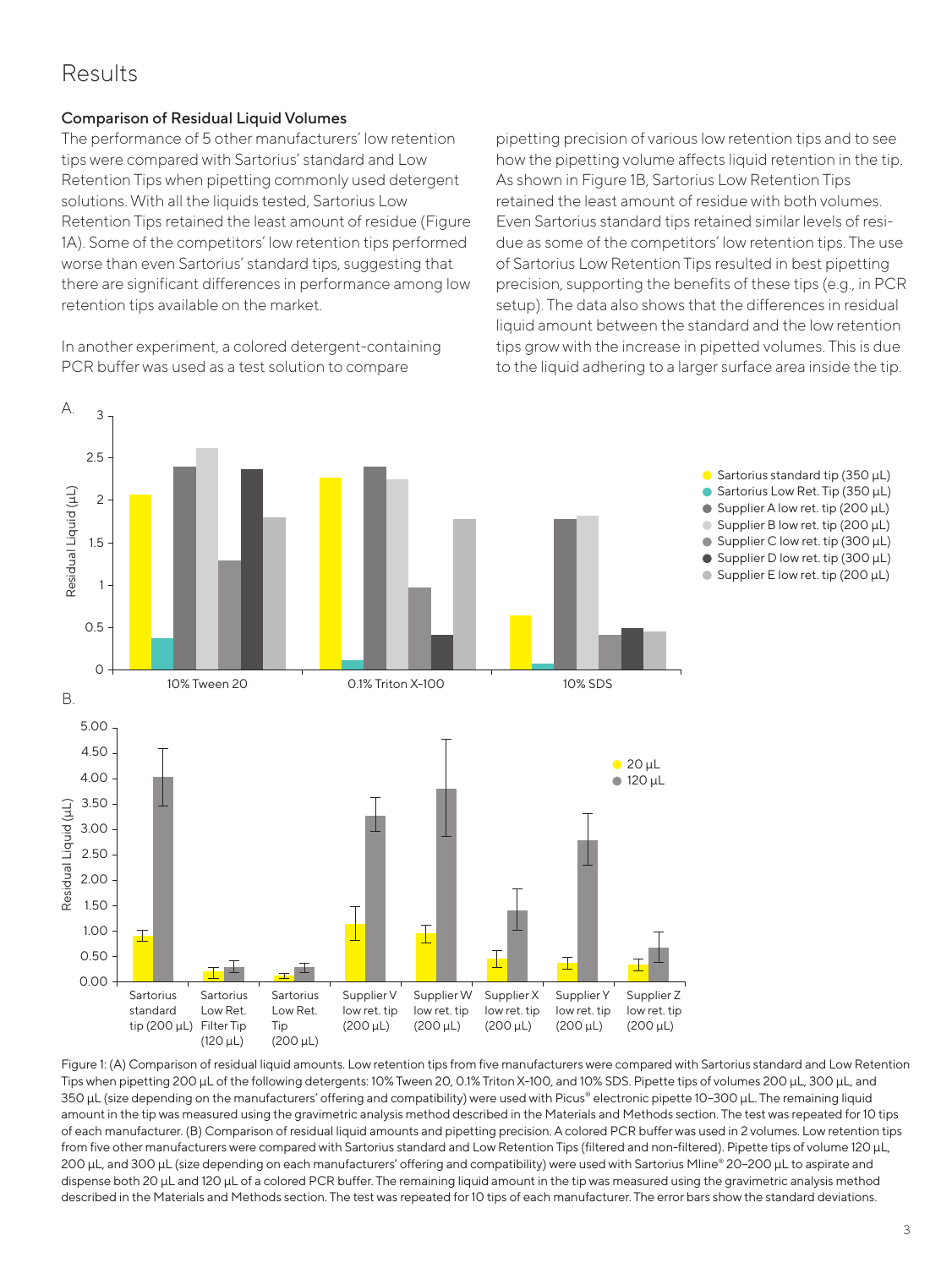## Results

### Comparison of Residual Liquid Volumes

The performance of 5 other manufacturers' low retention tips were compared with Sartorius' standard and Low Retention Tips when pipetting commonly used detergent solutions. With all the liquids tested, Sartorius Low Retention Tips retained the least amount of residue (Figure 1A). Some of the competitors' low retention tips performed worse than even Sartorius' standard tips, suggesting that there are significant differences in performance among low retention tips available on the market.

In another experiment, a colored detergent-containing PCR buffer was used as a test solution to compare pipetting precision of various low retention tips and to see how the pipetting volume affects liquid retention in the tip. As shown in Figure 1B, Sartorius Low Retention Tips retained the least amount of residue with both volumes. Even Sartorius standard tips retained similar levels of residue as some of the competitors' low retention tips. The use of Sartorius Low Retention Tips resulted in best pipetting precision, supporting the benefits of these tips (e.g., in PCR setup). The data also shows that the differences in residual liquid amount between the standard and the low retention tips grow with the increase in pipetted volumes. This is due to the liquid adhering to a larger surface area inside the tip.

Figure 1: (A) Comparison of residual liquid amounts. Low retention tips from five manufacturers were compared with Sartorius standard and Low Retention Tips when pipetting 200 µL of the following detergents: 10% Tween 20, 0.1% Triton X-100, and 10% SDS. Pipette tips of volumes 200 µL, 300 µL, and 350 µL (size depending on the manufacturers' offering and compatibility) were used with Picus® electronic pipette 10–300 µL. The remaining liquid amount in the tip was measured using the gravimetric analysis method described in the Materials and Methods section. The test was repeated for 10 tips of each manufacturer. (B) Comparison of residual liquid amounts and pipetting precision. A colored PCR buffer was used in 2 volumes. Low retention tips from five other manufacturers were compared with Sartorius standard and Low Retention Tips (filtered and non-filtered). Pipette tips of volume 120 µL, 200 µL, and 300 µL (size depending on each manufacturers' offering and compatibility) were used with Sartorius Mline® 20–200 µL to aspirate and dispense both 20 µL and 120 µL of a colored PCR buffer. The remaining liquid amount in the tip was measured using the gravimetric analysis method described in the Materials and Methods section. The test was repeated for 10 tips of each manufacturer. The error bars show the standard deviations.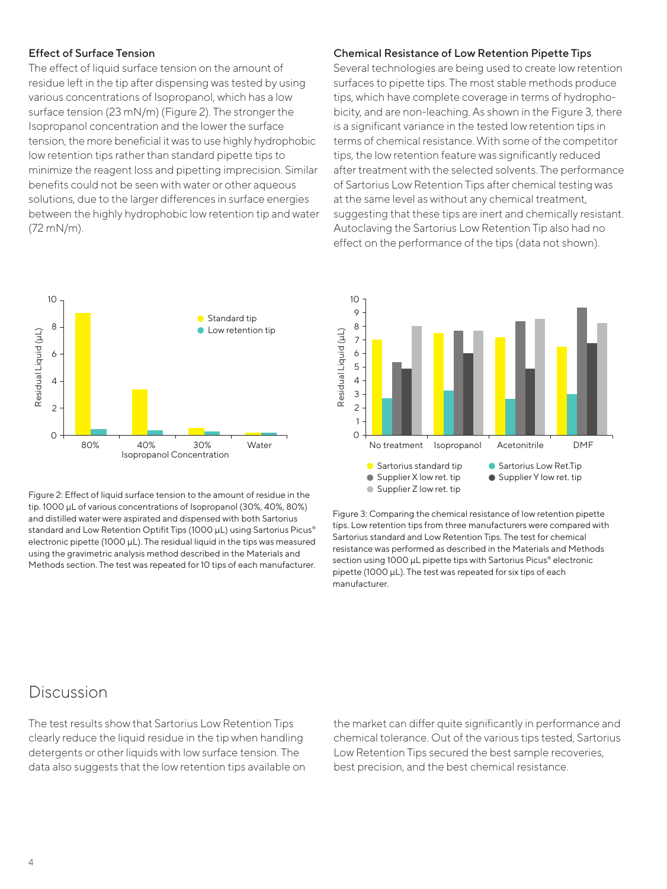### Effect of Surface Tension

The effect of liquid surface tension on the amount of residue left in the tip after dispensing was tested by using various concentrations of Isopropanol, which has a low surface tension (23 mN/m) (Figure 2). The stronger the Isopropanol concentration and the lower the surface tension, the more beneficial it was to use highly hydrophobic low retention tips rather than standard pipette tips to minimize the reagent loss and pipetting imprecision. Similar benefits could not be seen with water or other aqueous solutions, due to the larger differences in surface energies between the highly hydrophobic low retention tip and water (72 mN/m).

### Chemical Resistance of Low Retention Pipette Tips

Several technologies are being used to create low retention surfaces to pipette tips. The most stable methods produce tips, which have complete coverage in terms of hydrophobicity, and are non-leaching. As shown in the Figure 3, there is a significant variance in the tested low retention tips in terms of chemical resistance. With some of the competitor tips, the low retention feature was significantly reduced after treatment with the selected solvents. The performance of Sartorius Low Retention Tips after chemical testing was at the same level as without any chemical treatment, suggesting that these tips are inert and chemically resistant. Autoclaving the Sartorius Low Retention Tip also had no effect on the performance of the tips (data not shown).

Figure 2: Effect of liquid surface tension to the amount of residue in the tip. 1000 µL of various concentrations of Isopropanol (30%, 40%, 80%) and distilled water were aspirated and dispensed with both Sartorius standard and Low Retention Optifit Tips (1000 µL) using Sartorius Picus® electronic pipette (1000 µL). The residual liquid in the tips was measured using the gravimetric analysis method described in the Materials and Methods section. The test was repeated for 10 tips of each manufacturer.

Figure 3: Comparing the chemical resistance of low retention pipette tips. Low retention tips from three manufacturers were compared with Sartorius standard and Low Retention Tips. The test for chemical resistance was performed as described in the Materials and Methods section using 1000 µL pipette tips with Sartorius Picus® electronic pipette (1000 µL). The test was repeated for six tips of each manufacturer.

## Discussion

The test results show that Sartorius Low Retention Tips clearly reduce the liquid residue in the tip when handling detergents or other liquids with low surface tension. The data also suggests that the low retention tips available on the market can differ quite significantly in performance and chemical tolerance. Out of the various tips tested, Sartorius Low Retention Tips secured the best sample recoveries, best precision, and the best chemical resistance.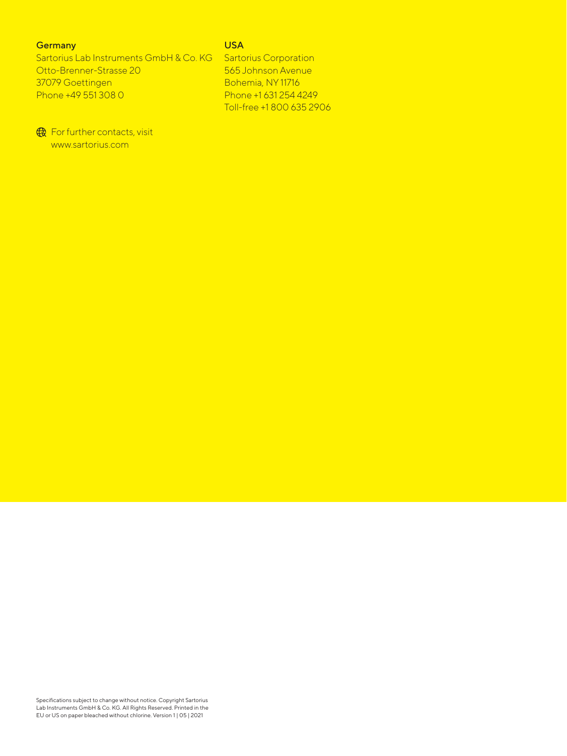**Germany**

Sartorius Lab Instruments GmbH & Co. KG
Otto-Brenner-Strasse 20
37079 Goettingen
Phone +49 551 308 0

**USA**

Sartorius Corporation
565 Johnson Avenue
Bohemia, NY 11716
Phone +1 631 254 4249
Toll-free +1 800 635 2906

For further contacts, visit
www.sartorius.com

Specifications subject to change without notice. Copyright Sartorius Lab Instruments GmbH & Co. KG. All Rights Reserved. Printed in the EU or US on paper bleached without chlorine. Version 1 | 05 | 2021